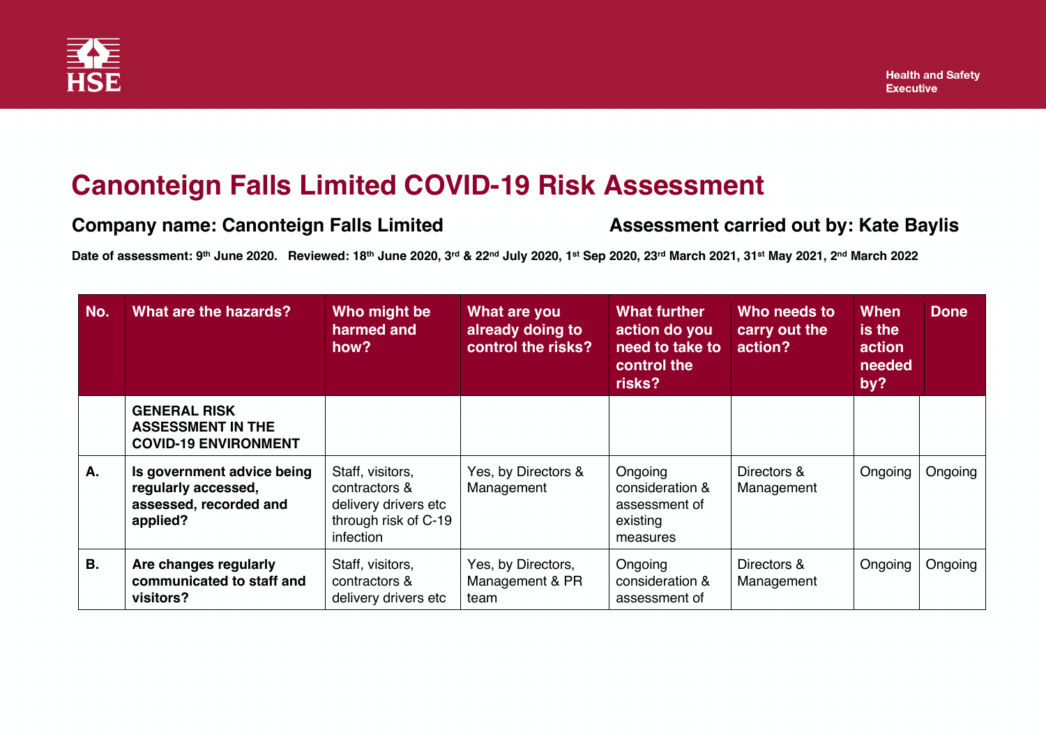# Canonteign Falls Limited COVID-19 Risk Assessment

**Company name: Canonteign Falls Limited**

**Assessment carried out by: Kate Baylis**

**Date of assessment: 9th June 2020. Reviewed: 18th June 2020, 3rd & 22nd July 2020, 1st Sep 2020, 23rd March 2021, 31st May 2021, 2nd March 2022**

| No. | What are the hazards? | Who might be harmed and how? | What are you already doing to control the risks? | What further action do you need to take to control the risks? | Who needs to carry out the action? | When is the action needed by? | Done |
|---|---|---|---|---|---|---|---|
| | **GENERAL RISK ASSESSMENT IN THE COVID-19 ENVIRONMENT** | | | | | | |
| **A.** | **Is government advice being regularly accessed, assessed, recorded and applied?** | Staff, visitors, contractors & delivery drivers etc through risk of C-19 infection | Yes, by Directors & Management | Ongoing consideration & assessment of existing measures | Directors & Management | Ongoing | Ongoing |
| **B.** | **Are changes regularly communicated to staff and visitors?** | Staff, visitors, contractors & delivery drivers etc | Yes, by Directors, Management & PR team | Ongoing consideration & assessment of | Directors & Management | Ongoing | Ongoing |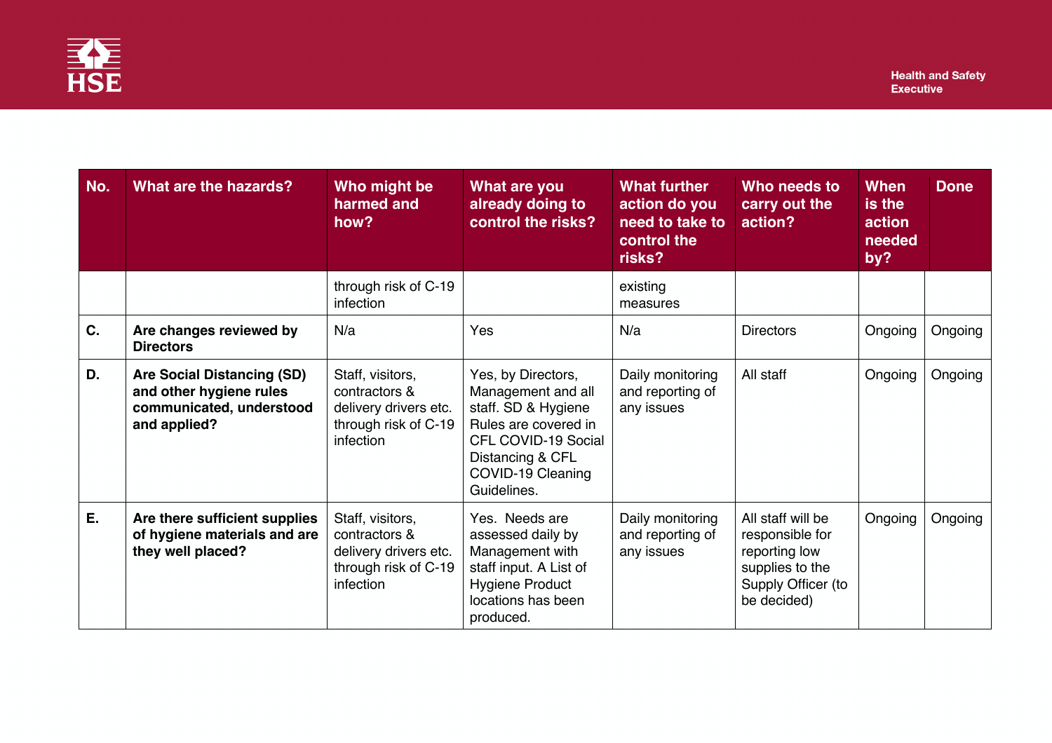| No. | What are the hazards? | Who might be harmed and how? | What are you already doing to control the risks? | What further action do you need to take to control the risks? | Who needs to carry out the action? | When is the action needed by? | Done |
|---|---|---|---|---|---|---|---|
| | | through risk of C-19 infection | | existing measures | | | |
| **C.** | **Are changes reviewed by Directors** | N/a | Yes | N/a | Directors | Ongoing | Ongoing |
| **D.** | **Are Social Distancing (SD) and other hygiene rules communicated, understood and applied?** | Staff, visitors, contractors & delivery drivers etc. through risk of C-19 infection | Yes, by Directors, Management and all staff. SD & Hygiene Rules are covered in CFL COVID-19 Social Distancing & CFL COVID-19 Cleaning Guidelines. | Daily monitoring and reporting of any issues | All staff | Ongoing | Ongoing |
| **E.** | **Are there sufficient supplies of hygiene materials and are they well placed?** | Staff, visitors, contractors & delivery drivers etc. through risk of C-19 infection | Yes. Needs are assessed daily by Management with staff input. A List of Hygiene Product locations has been produced. | Daily monitoring and reporting of any issues | All staff will be responsible for reporting low supplies to the Supply Officer (to be decided) | Ongoing | Ongoing |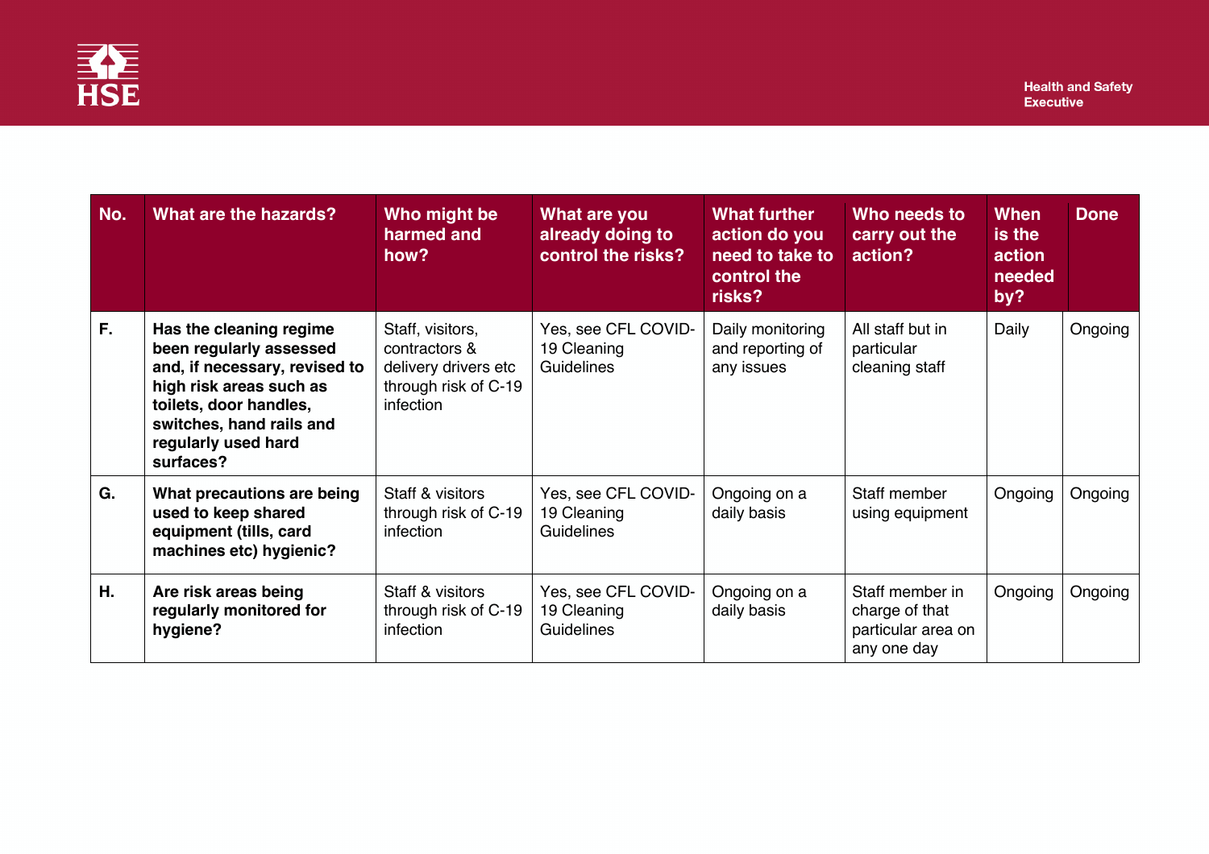| No. | What are the hazards? | Who might be harmed and how? | What are you already doing to control the risks? | What further action do you need to take to control the risks? | Who needs to carry out the action? | When is the action needed by? | Done |
|---|---|---|---|---|---|---|---|
| F. | **Has the cleaning regime been regularly assessed and, if necessary, revised to high risk areas such as toilets, door handles, switches, hand rails and regularly used hard surfaces?** | Staff, visitors, contractors & delivery drivers etc through risk of C-19 infection | Yes, see CFL COVID-19 Cleaning Guidelines | Daily monitoring and reporting of any issues | All staff but in particular cleaning staff | Daily | Ongoing |
| G. | **What precautions are being used to keep shared equipment (tills, card machines etc) hygienic?** | Staff & visitors through risk of C-19 infection | Yes, see CFL COVID-19 Cleaning Guidelines | Ongoing on a daily basis | Staff member using equipment | Ongoing | Ongoing |
| H. | **Are risk areas being regularly monitored for hygiene?** | Staff & visitors through risk of C-19 infection | Yes, see CFL COVID-19 Cleaning Guidelines | Ongoing on a daily basis | Staff member in charge of that particular area on any one day | Ongoing | Ongoing |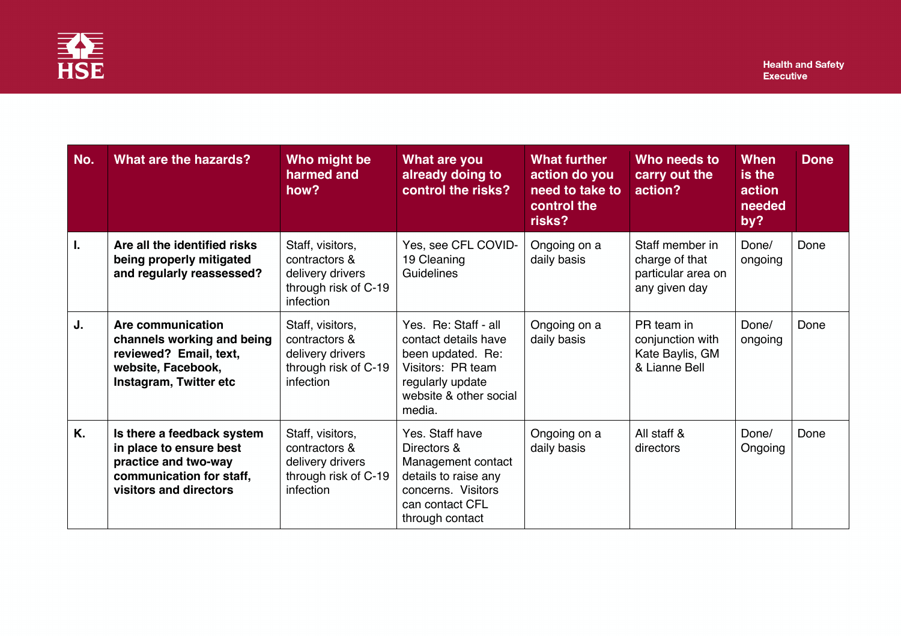| No. | What are the hazards? | Who might be harmed and how? | What are you already doing to control the risks? | What further action do you need to take to control the risks? | Who needs to carry out the action? | When is the action needed by? | Done |
|---|---|---|---|---|---|---|---|
| I. | **Are all the identified risks being properly mitigated and regularly reassessed?** | Staff, visitors, contractors & delivery drivers through risk of C-19 infection | Yes, see CFL COVID-19 Cleaning Guidelines | Ongoing on a daily basis | Staff member in charge of that particular area on any given day | Done/ ongoing | Done |
| J. | **Are communication channels working and being reviewed? Email, text, website, Facebook, Instagram, Twitter etc** | Staff, visitors, contractors & delivery drivers through risk of C-19 infection | Yes. Re: Staff - all contact details have been updated. Re: Visitors: PR team regularly update website & other social media. | Ongoing on a daily basis | PR team in conjunction with Kate Baylis, GM & Lianne Bell | Done/ ongoing | Done |
| K. | **Is there a feedback system in place to ensure best practice and two-way communication for staff, visitors and directors** | Staff, visitors, contractors & delivery drivers through risk of C-19 infection | Yes. Staff have Directors & Management contact details to raise any concerns. Visitors can contact CFL through contact | Ongoing on a daily basis | All staff & directors | Done/ Ongoing | Done |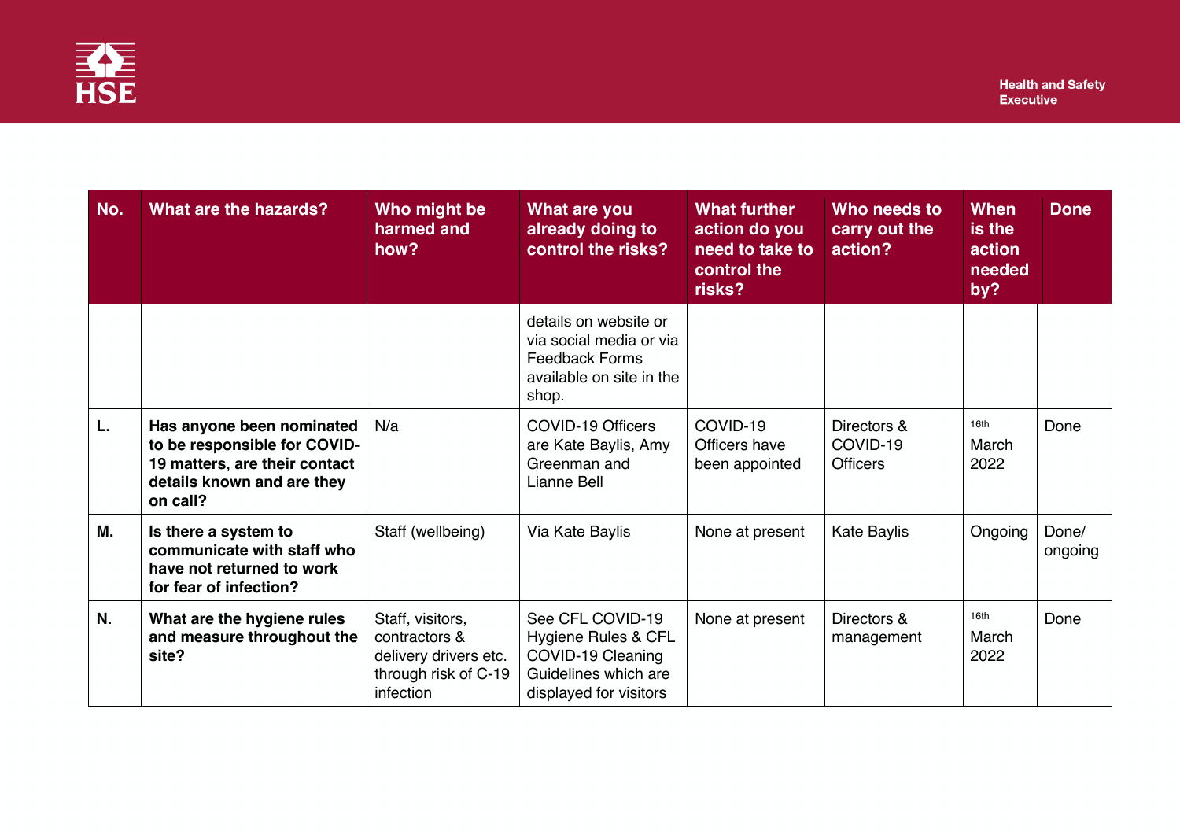| No. | What are the hazards? | Who might be harmed and how? | What are you already doing to control the risks? | What further action do you need to take to control the risks? | Who needs to carry out the action? | When is the action needed by? | Done |
|---|---|---|---|---|---|---|---|
| | | | details on website or via social media or via Feedback Forms available on site in the shop. | | | | |
| L. | **Has anyone been nominated to be responsible for COVID-19 matters, are their contact details known and are they on call?** | N/a | COVID-19 Officers are Kate Baylis, Amy Greenman and Lianne Bell | COVID-19 Officers have been appointed | Directors & COVID-19 Officers | 16th March 2022 | Done |
| M. | **Is there a system to communicate with staff who have not returned to work for fear of infection?** | Staff (wellbeing) | Via Kate Baylis | None at present | Kate Baylis | Ongoing | Done/ ongoing |
| N. | **What are the hygiene rules and measure throughout the site?** | Staff, visitors, contractors & delivery drivers etc. through risk of C-19 infection | See CFL COVID-19 Hygiene Rules & CFL COVID-19 Cleaning Guidelines which are displayed for visitors | None at present | Directors & management | 16th March 2022 | Done |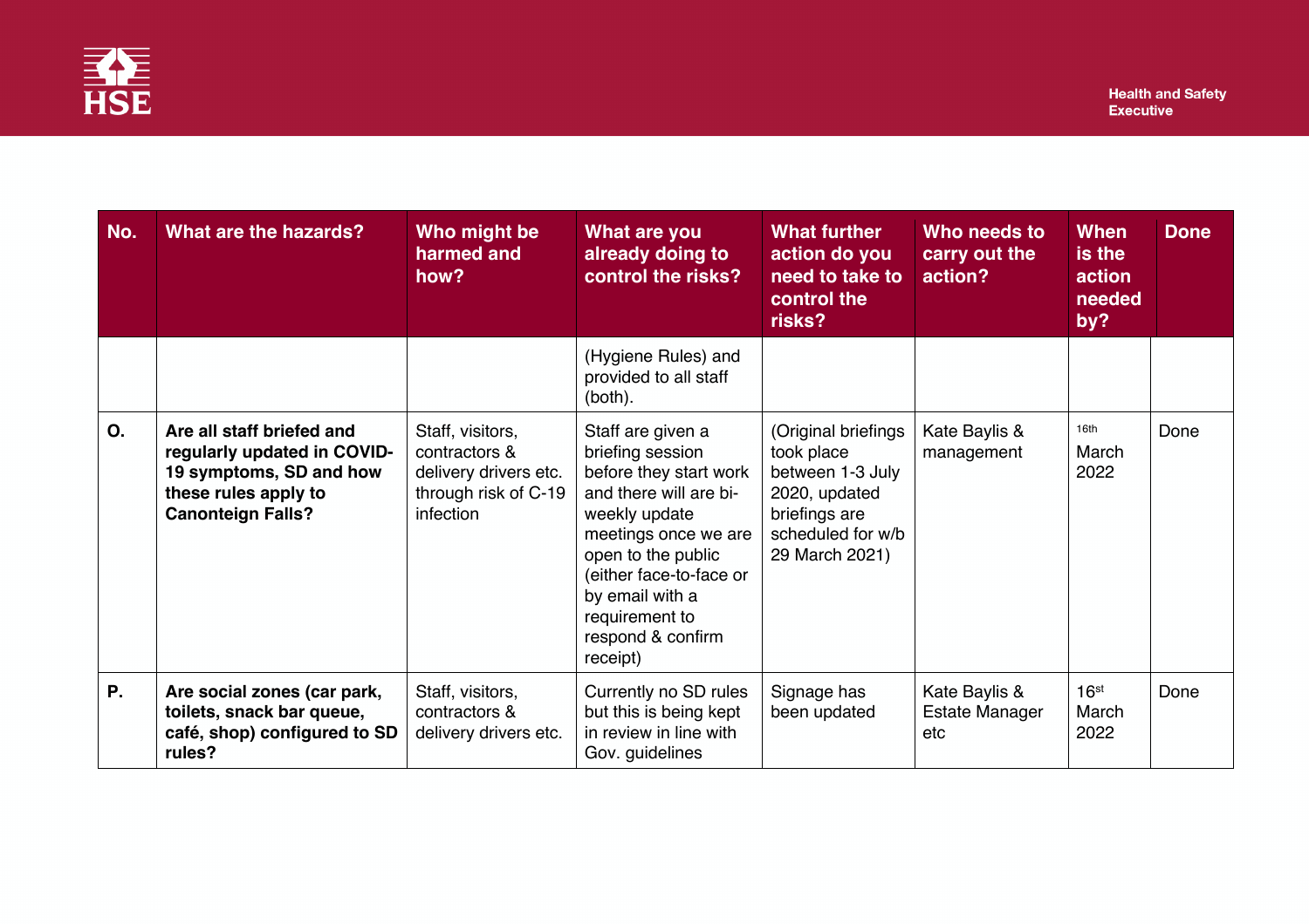| No. | What are the hazards? | Who might be harmed and how? | What are you already doing to control the risks? | What further action do you need to take to control the risks? | Who needs to carry out the action? | When is the action needed by? | Done |
|---|---|---|---|---|---|---|---|
| | | | (Hygiene Rules) and provided to all staff (both). | | | | |
| O. | **Are all staff briefed and regularly updated in COVID-19 symptoms, SD and how these rules apply to Canonteign Falls?** | Staff, visitors, contractors & delivery drivers etc. through risk of C-19 infection | Staff are given a briefing session before they start work and there will are bi-weekly update meetings once we are open to the public (either face-to-face or by email with a requirement to respond & confirm receipt) | (Original briefings took place between 1-3 July 2020, updated briefings are scheduled for w/b 29 March 2021) | Kate Baylis & management | 16th March 2022 | Done |
| P. | **Are social zones (car park, toilets, snack bar queue, café, shop) configured to SD rules?** | Staff, visitors, contractors & delivery drivers etc. | Currently no SD rules but this is being kept in review in line with Gov. guidelines | Signage has been updated | Kate Baylis & Estate Manager etc | 16st March 2022 | Done |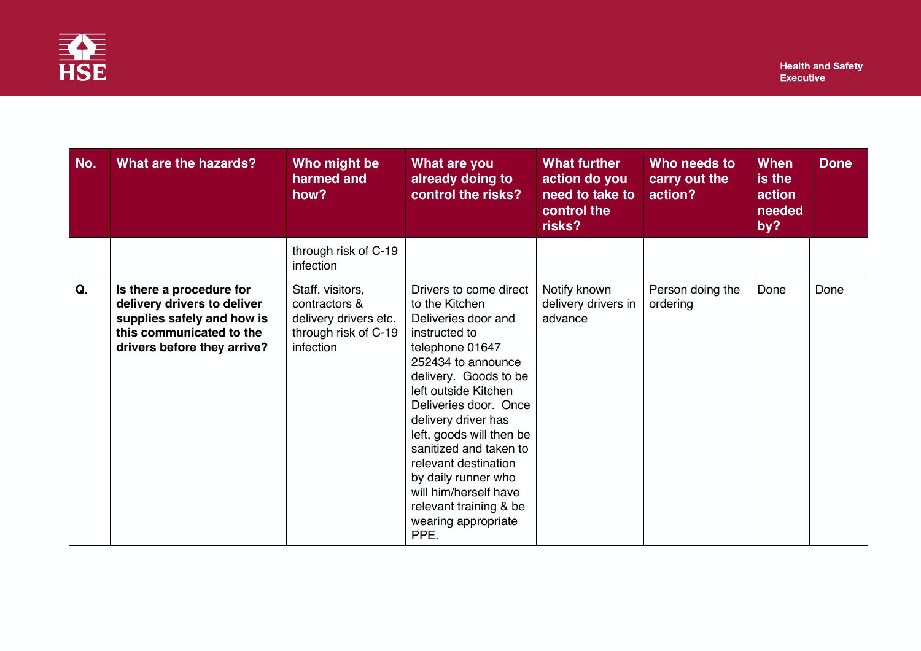| No. | What are the hazards? | Who might be harmed and how? | What are you already doing to control the risks? | What further action do you need to take to control the risks? | Who needs to carry out the action? | When is the action needed by? | Done |
|---|---|---|---|---|---|---|---|
| | | through risk of C-19 infection | | | | | |
| Q. | **Is there a procedure for delivery drivers to deliver supplies safely and how is this communicated to the drivers before they arrive?** | Staff, visitors, contractors & delivery drivers etc. through risk of C-19 infection | Drivers to come direct to the Kitchen Deliveries door and instructed to telephone 01647 252434 to announce delivery. Goods to be left outside Kitchen Deliveries door. Once delivery driver has left, goods will then be sanitized and taken to relevant destination by daily runner who will him/herself have relevant training & be wearing appropriate PPE. | Notify known delivery drivers in advance | Person doing the ordering | Done | Done |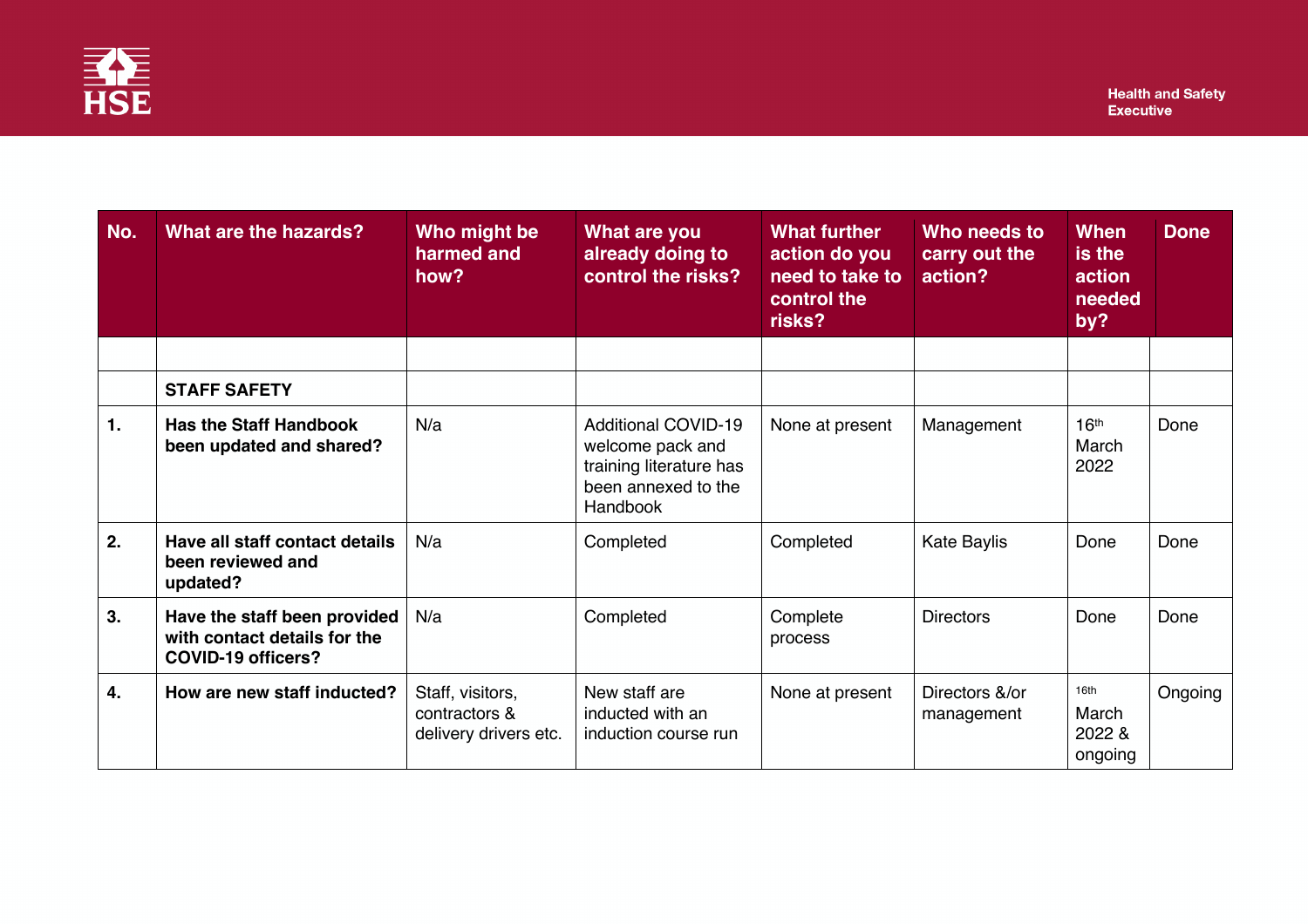| No. | What are the hazards? | Who might be harmed and how? | What are you already doing to control the risks? | What further action do you need to take to control the risks? | Who needs to carry out the action? | When is the action needed by? | Done |
|---|---|---|---|---|---|---|---|
| | | | | | | | |
| | **STAFF SAFETY** | | | | | | |
| **1.** | **Has the Staff Handbook been updated and shared?** | N/a | Additional COVID-19 welcome pack and training literature has been annexed to the Handbook | None at present | Management | 16th March 2022 | Done |
| **2.** | **Have all staff contact details been reviewed and updated?** | N/a | Completed | Completed | Kate Baylis | Done | Done |
| **3.** | **Have the staff been provided with contact details for the COVID-19 officers?** | N/a | Completed | Complete process | Directors | Done | Done |
| **4.** | **How are new staff inducted?** | Staff, visitors, contractors & delivery drivers etc. | New staff are inducted with an induction course run | None at present | Directors &/or management | 16th March 2022 & ongoing | Ongoing |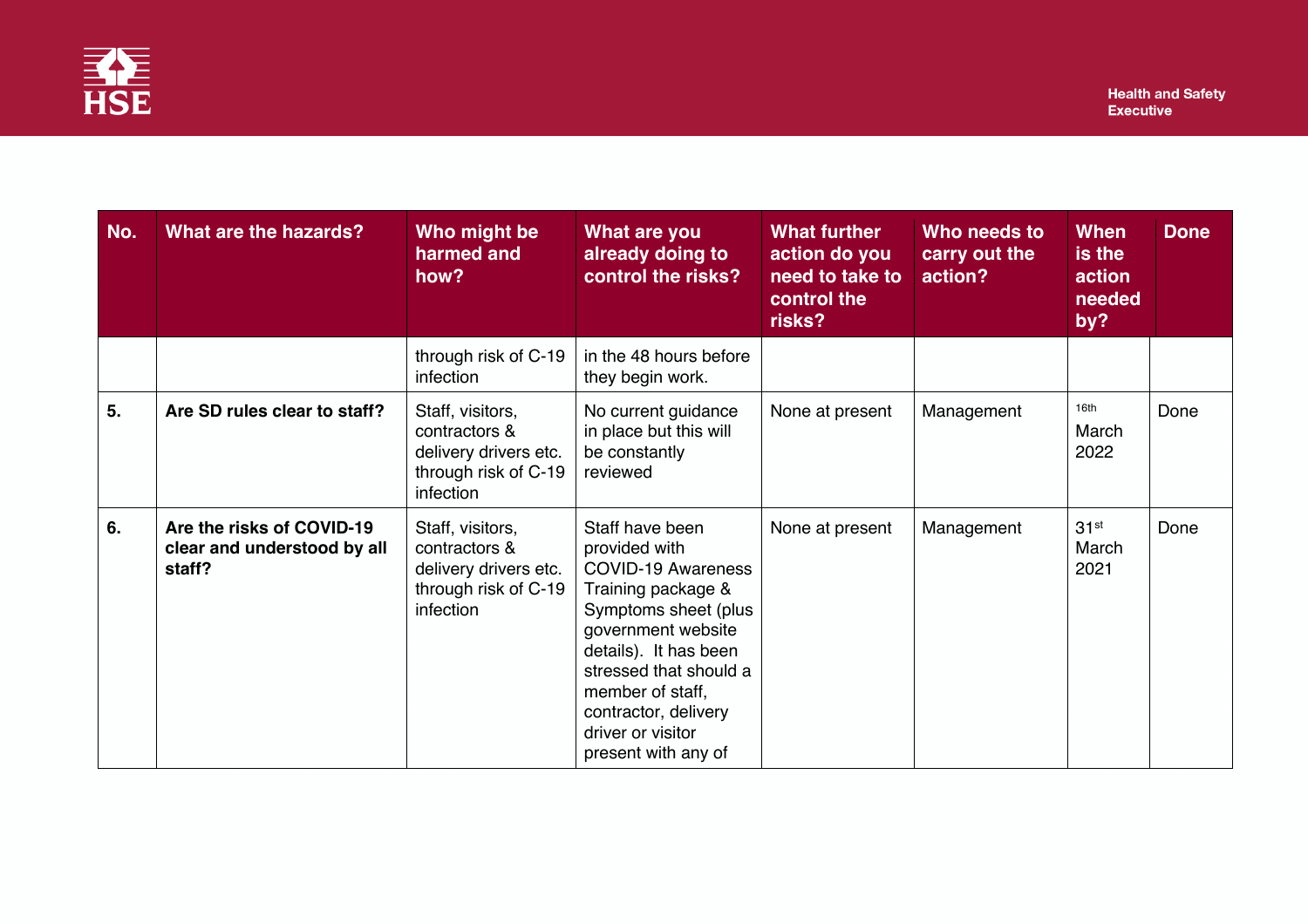| No. | What are the hazards? | Who might be harmed and how? | What are you already doing to control the risks? | What further action do you need to take to control the risks? | Who needs to carry out the action? | When is the action needed by? | Done |
|---|---|---|---|---|---|---|---|
| | | through risk of C-19 infection | in the 48 hours before they begin work. | | | | |
| 5. | **Are SD rules clear to staff?** | Staff, visitors, contractors & delivery drivers etc. through risk of C-19 infection | No current guidance in place but this will be constantly reviewed | None at present | Management | 16th March 2022 | Done |
| 6. | **Are the risks of COVID-19 clear and understood by all staff?** | Staff, visitors, contractors & delivery drivers etc. through risk of C-19 infection | Staff have been provided with COVID-19 Awareness Training package & Symptoms sheet (plus government website details). It has been stressed that should a member of staff, contractor, delivery driver or visitor present with any of | None at present | Management | 31st March 2021 | Done |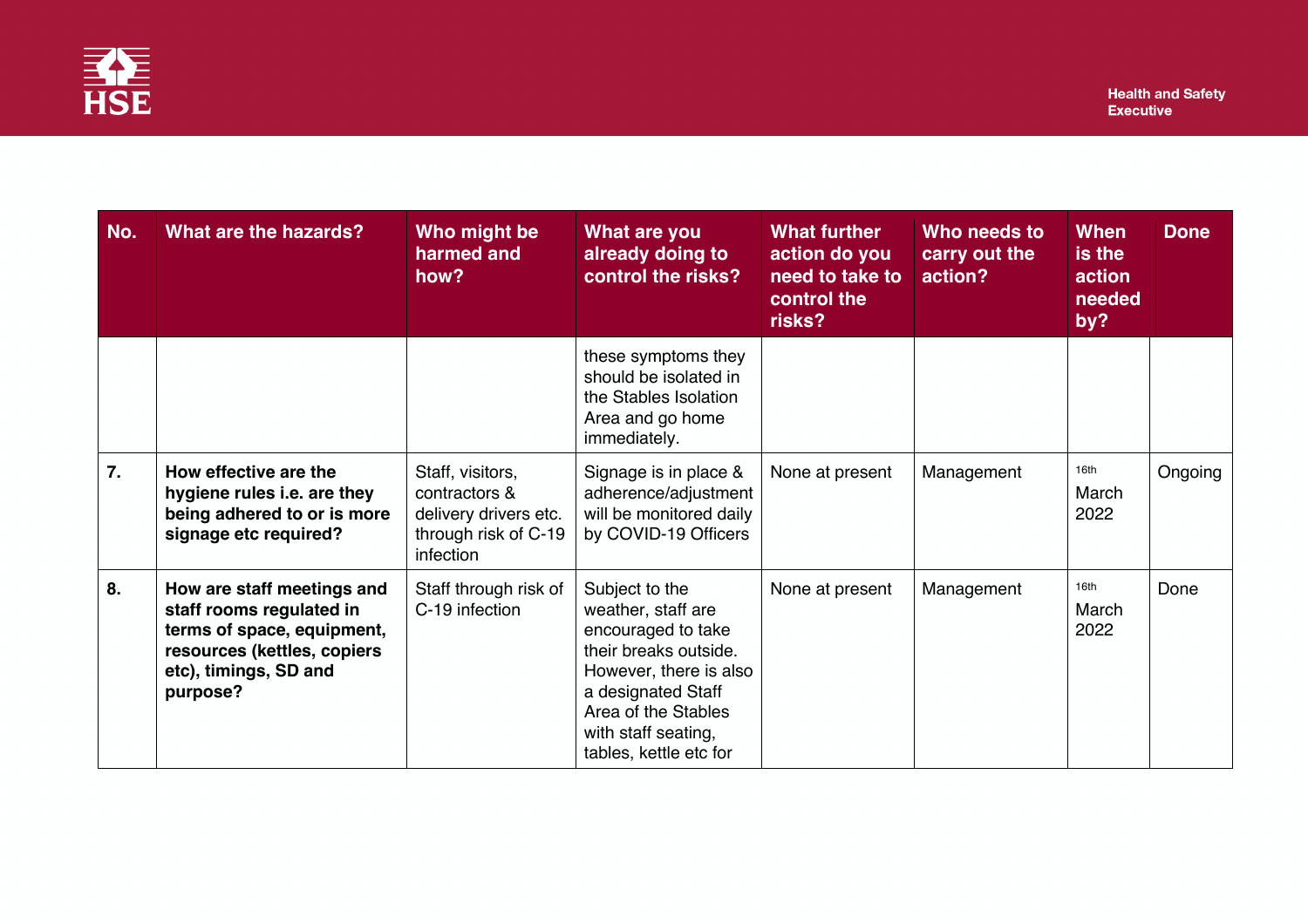| No. | What are the hazards? | Who might be harmed and how? | What are you already doing to control the risks? | What further action do you need to take to control the risks? | Who needs to carry out the action? | When is the action needed by? | Done |
|---|---|---|---|---|---|---|---|
| | | | these symptoms they should be isolated in the Stables Isolation Area and go home immediately. | | | | |
| 7. | **How effective are the hygiene rules i.e. are they being adhered to or is more signage etc required?** | Staff, visitors, contractors & delivery drivers etc. through risk of C-19 infection | Signage is in place & adherence/adjustment will be monitored daily by COVID-19 Officers | None at present | Management | 16th March 2022 | Ongoing |
| 8. | **How are staff meetings and staff rooms regulated in terms of space, equipment, resources (kettles, copiers etc), timings, SD and purpose?** | Staff through risk of C-19 infection | Subject to the weather, staff are encouraged to take their breaks outside. However, there is also a designated Staff Area of the Stables with staff seating, tables, kettle etc for | None at present | Management | 16th March 2022 | Done |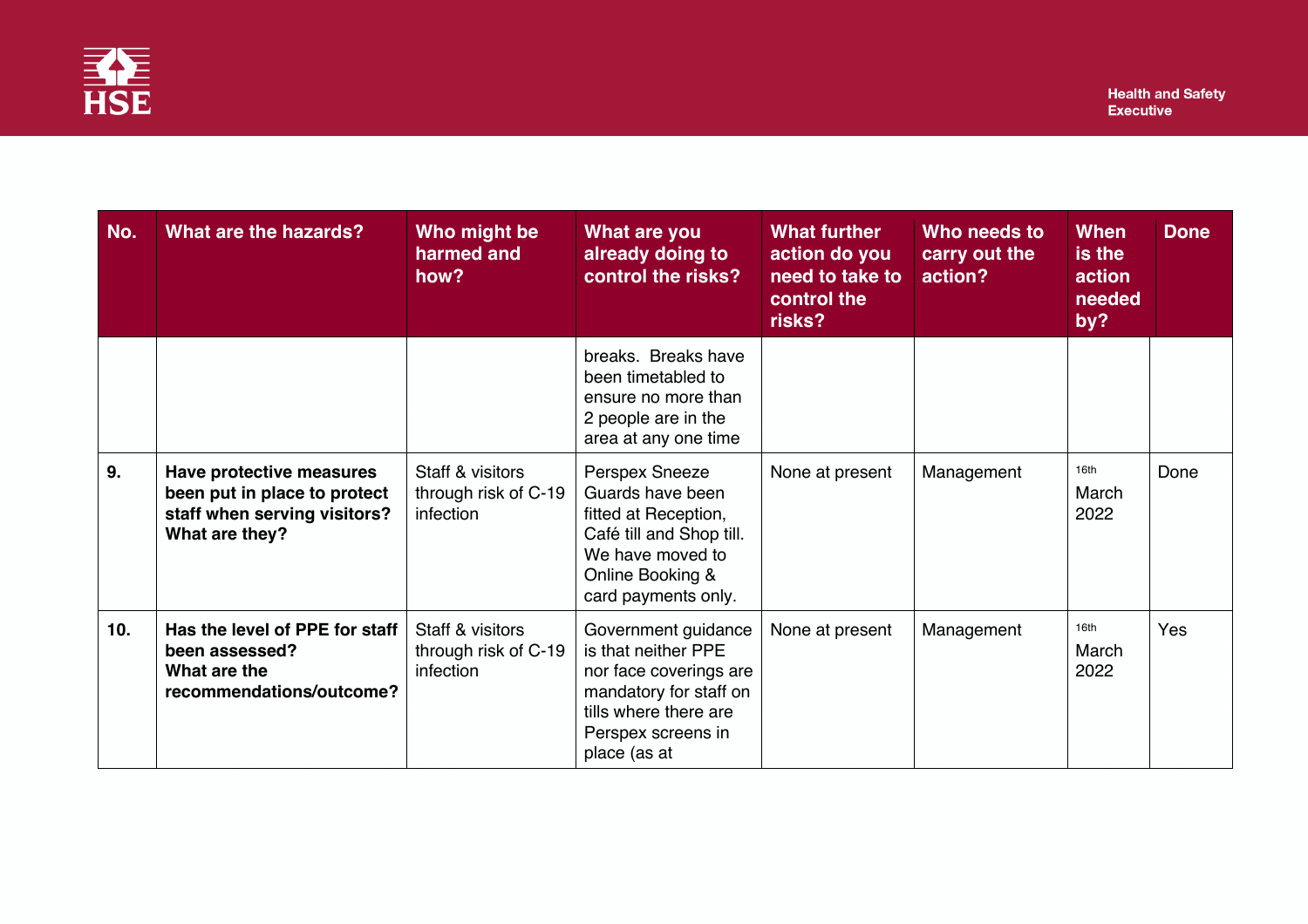| No. | What are the hazards? | Who might be harmed and how? | What are you already doing to control the risks? | What further action do you need to take to control the risks? | Who needs to carry out the action? | When is the action needed by? | Done |
|---|---|---|---|---|---|---|---|
| | | | breaks. Breaks have been timetabled to ensure no more than 2 people are in the area at any one time | | | | |
| **9.** | **Have protective measures been put in place to protect staff when serving visitors? What are they?** | Staff & visitors through risk of C-19 infection | Perspex Sneeze Guards have been fitted at Reception, Café till and Shop till. We have moved to Online Booking & card payments only. | None at present | Management | 16th March 2022 | Done |
| **10.** | **Has the level of PPE for staff been assessed? What are the recommendations/outcome?** | Staff & visitors through risk of C-19 infection | Government guidance is that neither PPE nor face coverings are mandatory for staff on tills where there are Perspex screens in place (as at | None at present | Management | 16th March 2022 | Yes |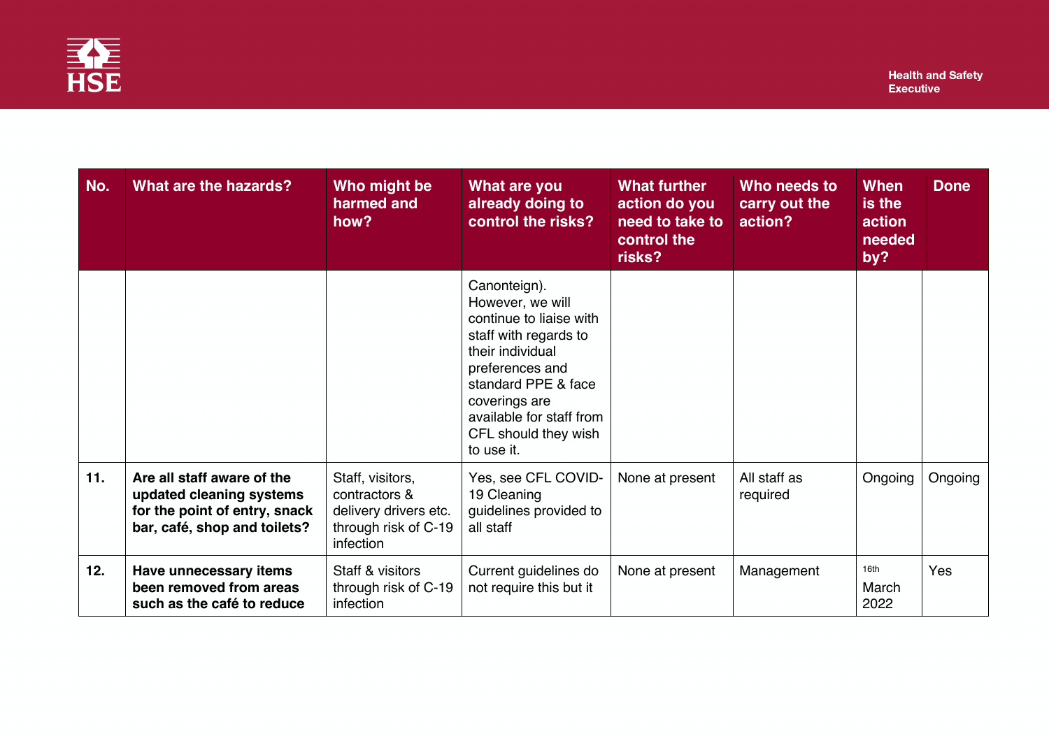| No. | What are the hazards? | Who might be harmed and how? | What are you already doing to control the risks? | What further action do you need to take to control the risks? | Who needs to carry out the action? | When is the action needed by? | Done |
|---|---|---|---|---|---|---|---|
| | | | Canonteign). However, we will continue to liaise with staff with regards to their individual preferences and standard PPE & face coverings are available for staff from CFL should they wish to use it. | | | | |
| 11. | **Are all staff aware of the updated cleaning systems for the point of entry, snack bar, café, shop and toilets?** | Staff, visitors, contractors & delivery drivers etc. through risk of C-19 infection | Yes, see CFL COVID-19 Cleaning guidelines provided to all staff | None at present | All staff as required | Ongoing | Ongoing |
| 12. | **Have unnecessary items been removed from areas such as the café to reduce** | Staff & visitors through risk of C-19 infection | Current guidelines do not require this but it | None at present | Management | 16th March 2022 | Yes |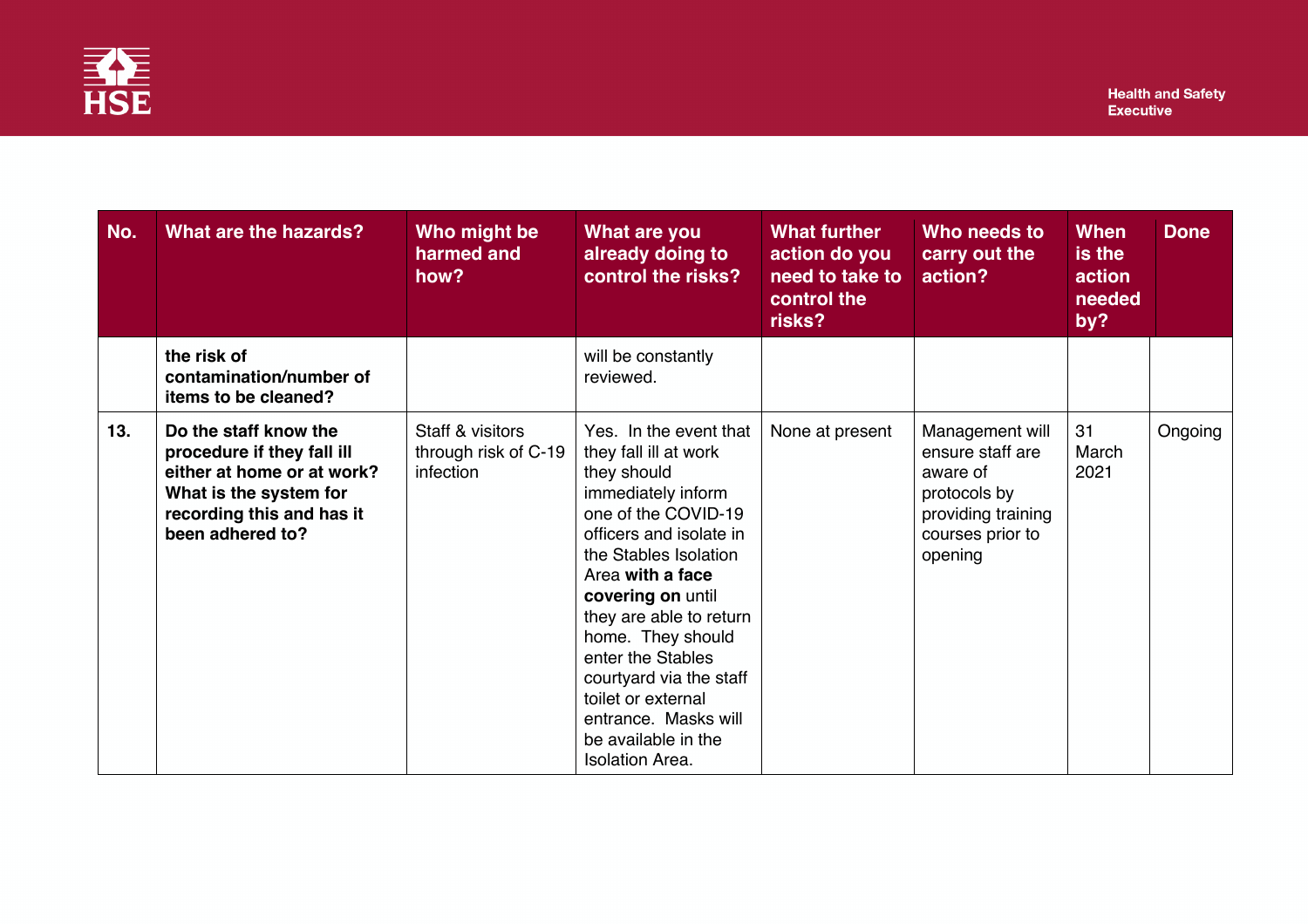| No. | What are the hazards? | Who might be harmed and how? | What are you already doing to control the risks? | What further action do you need to take to control the risks? | Who needs to carry out the action? | When is the action needed by? | Done |
|---|---|---|---|---|---|---|---|
| | **the risk of contamination/number of items to be cleaned?** | | will be constantly reviewed. | | | | |
| **13.** | **Do the staff know the procedure if they fall ill either at home or at work? What is the system for recording this and has it been adhered to?** | Staff & visitors through risk of C-19 infection | Yes. In the event that they fall ill at work they should immediately inform one of the COVID-19 officers and isolate in the Stables Isolation Area **with a face covering on** until they are able to return home. They should enter the Stables courtyard via the staff toilet or external entrance. Masks will be available in the Isolation Area. | None at present | Management will ensure staff are aware of protocols by providing training courses prior to opening | 31 March 2021 | Ongoing |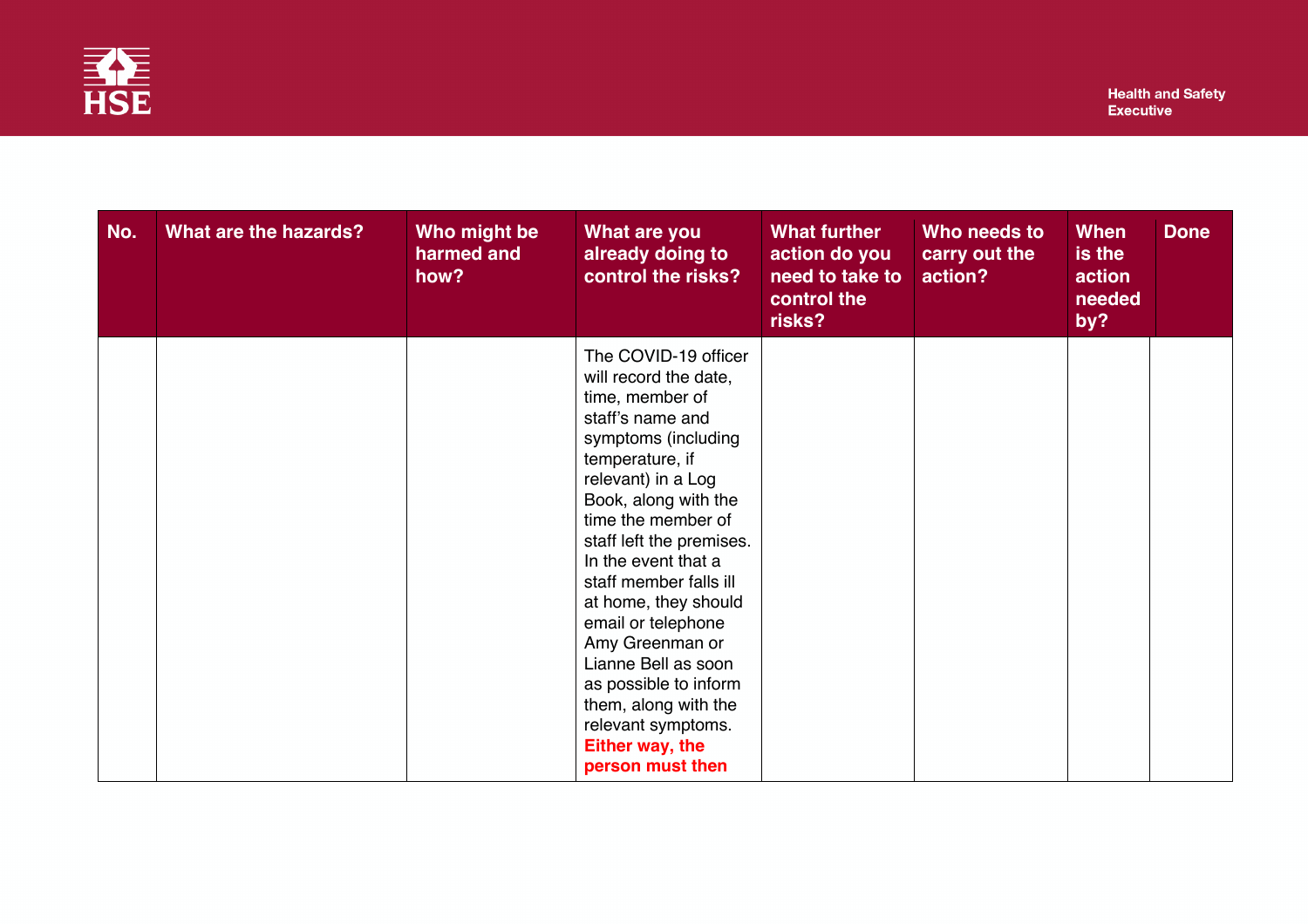| No. | What are the hazards? | Who might be harmed and how? | What are you already doing to control the risks? | What further action do you need to take to control the risks? | Who needs to carry out the action? | When is the action needed by? | Done |
| --- | --- | --- | --- | --- | --- | --- | --- |
| | | | The COVID-19 officer will record the date, time, member of staff's name and symptoms (including temperature, if relevant) in a Log Book, along with the time the member of staff left the premises. In the event that a staff member falls ill at home, they should email or telephone Amy Greenman or Lianne Bell as soon as possible to inform them, along with the relevant symptoms. **Either way, the person must then** | | | | |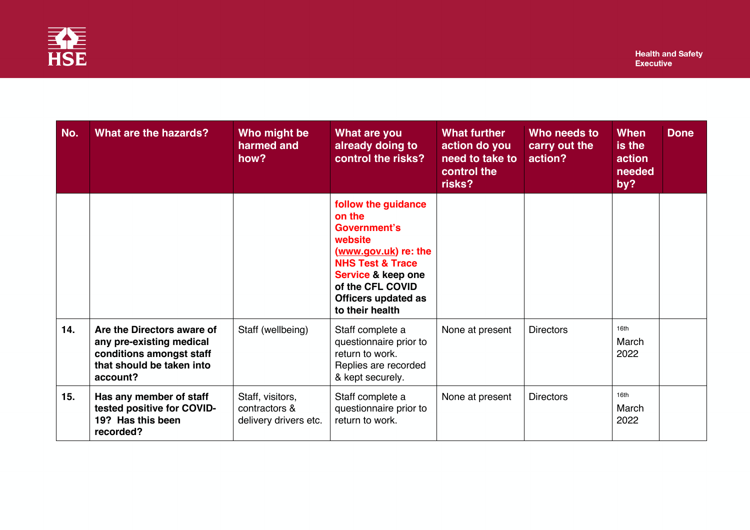| No. | What are the hazards? | Who might be harmed and how? | What are you already doing to control the risks? | What further action do you need to take to control the risks? | Who needs to carry out the action? | When is the action needed by? | Done |
|---|---|---|---|---|---|---|---|
| | | | **follow the guidance on the Government's website (www.gov.uk) re: the NHS Test & Trace Service & keep one of the CFL COVID Officers updated as to their health** | | | | |
| **14.** | **Are the Directors aware of any pre-existing medical conditions amongst staff that should be taken into account?** | Staff (wellbeing) | Staff complete a questionnaire prior to return to work. Replies are recorded & kept securely. | None at present | Directors | 16th March 2022 | |
| **15.** | **Has any member of staff tested positive for COVID-19? Has this been recorded?** | Staff, visitors, contractors & delivery drivers etc. | Staff complete a questionnaire prior to return to work. | None at present | Directors | 16th March 2022 | |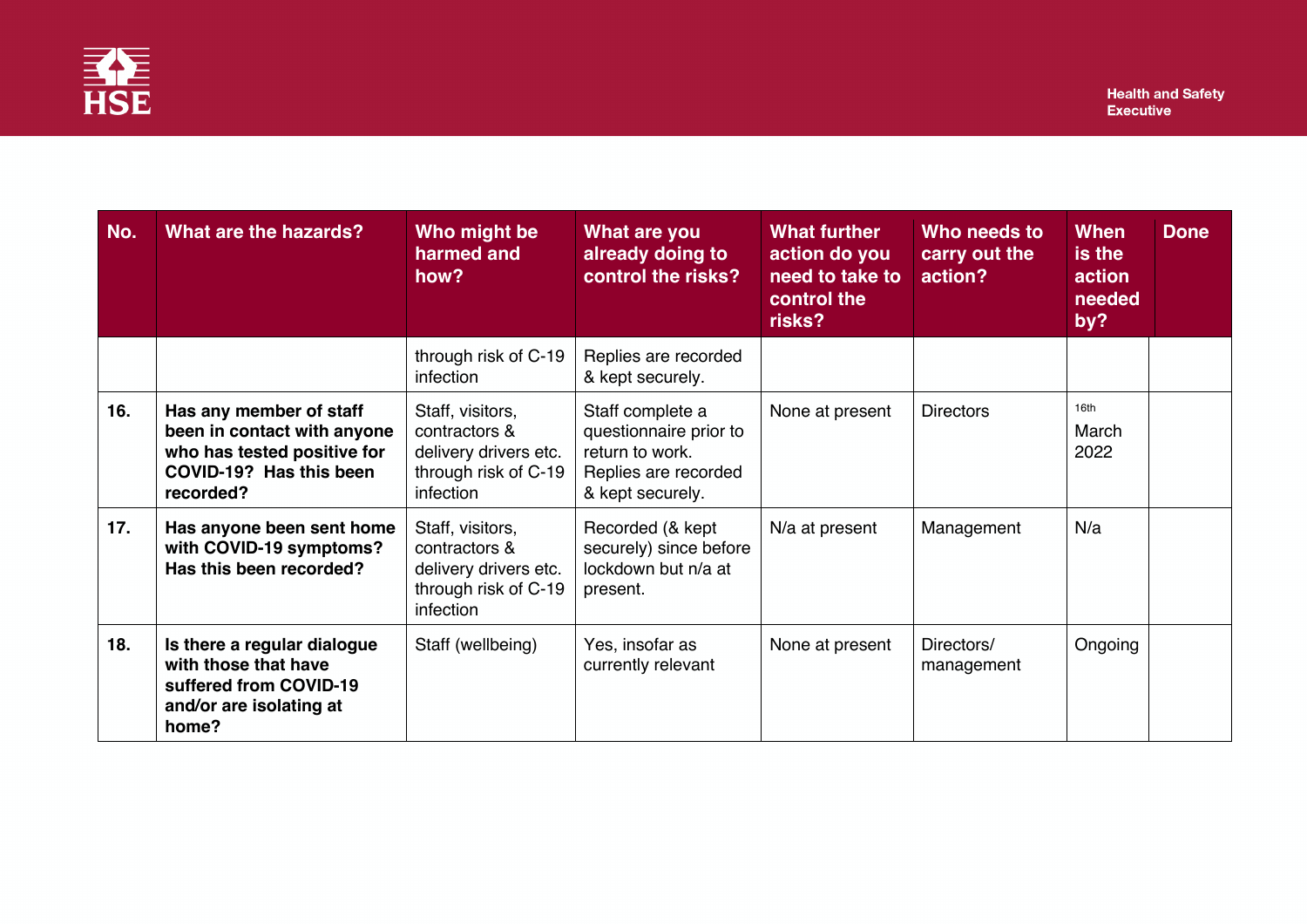| No. | What are the hazards? | Who might be harmed and how? | What are you already doing to control the risks? | What further action do you need to take to control the risks? | Who needs to carry out the action? | When is the action needed by? | Done |
|---|---|---|---|---|---|---|---|
| | | through risk of C-19 infection | Replies are recorded & kept securely. | | | | |
| 16. | **Has any member of staff been in contact with anyone who has tested positive for COVID-19? Has this been recorded?** | Staff, visitors, contractors & delivery drivers etc. through risk of C-19 infection | Staff complete a questionnaire prior to return to work. Replies are recorded & kept securely. | None at present | Directors | 16th March 2022 | |
| 17. | **Has anyone been sent home with COVID-19 symptoms? Has this been recorded?** | Staff, visitors, contractors & delivery drivers etc. through risk of C-19 infection | Recorded (& kept securely) since before lockdown but n/a at present. | N/a at present | Management | N/a | |
| 18. | **Is there a regular dialogue with those that have suffered from COVID-19 and/or are isolating at home?** | Staff (wellbeing) | Yes, insofar as currently relevant | None at present | Directors/ management | Ongoing | |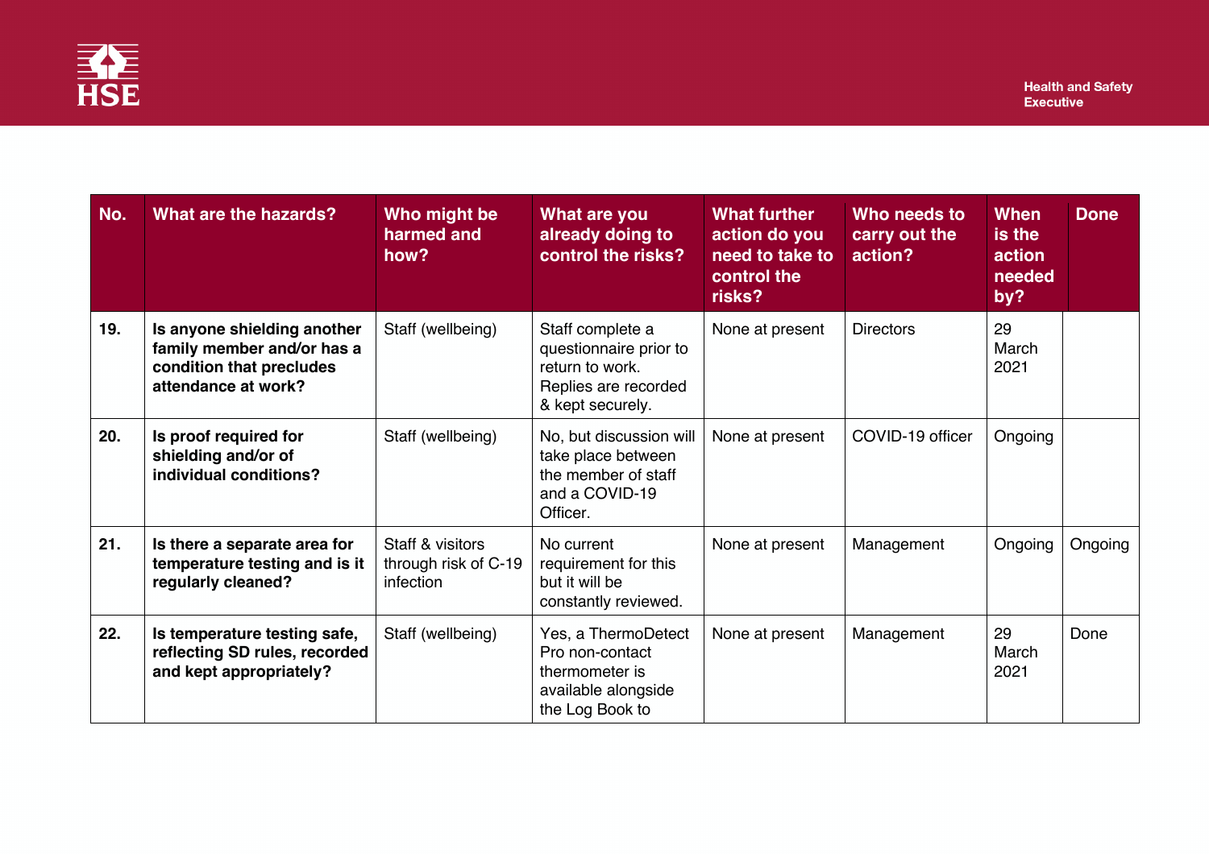| No. | What are the hazards? | Who might be harmed and how? | What are you already doing to control the risks? | What further action do you need to take to control the risks? | Who needs to carry out the action? | When is the action needed by? | Done |
|---|---|---|---|---|---|---|---|
| 19. | **Is anyone shielding another family member and/or has a condition that precludes attendance at work?** | Staff (wellbeing) | Staff complete a questionnaire prior to return to work. Replies are recorded & kept securely. | None at present | Directors | 29 March 2021 | |
| 20. | **Is proof required for shielding and/or of individual conditions?** | Staff (wellbeing) | No, but discussion will take place between the member of staff and a COVID-19 Officer. | None at present | COVID-19 officer | Ongoing | |
| 21. | **Is there a separate area for temperature testing and is it regularly cleaned?** | Staff & visitors through risk of C-19 infection | No current requirement for this but it will be constantly reviewed. | None at present | Management | Ongoing | Ongoing |
| 22. | **Is temperature testing safe, reflecting SD rules, recorded and kept appropriately?** | Staff (wellbeing) | Yes, a ThermoDetect Pro non-contact thermometer is available alongside the Log Book to | None at present | Management | 29 March 2021 | Done |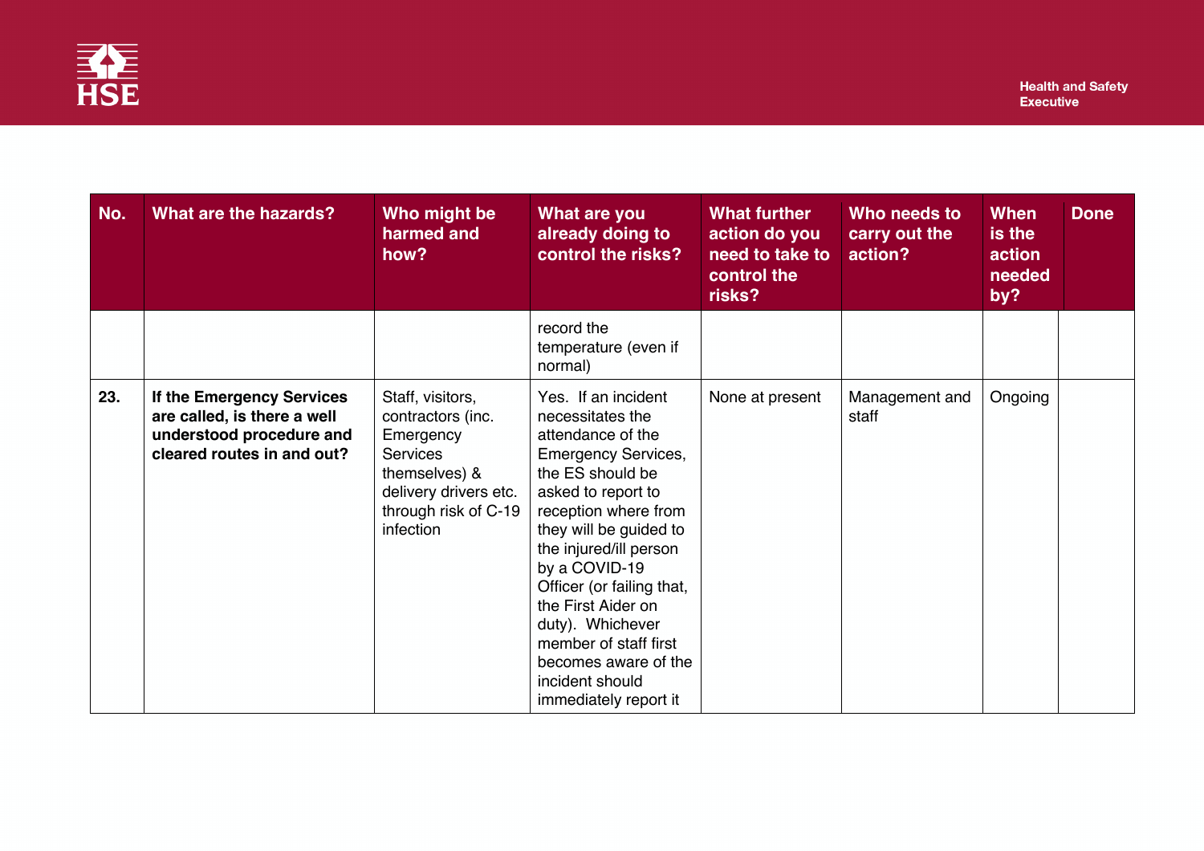| No. | What are the hazards? | Who might be harmed and how? | What are you already doing to control the risks? | What further action do you need to take to control the risks? | Who needs to carry out the action? | When is the action needed by? | Done |
|---|---|---|---|---|---|---|---|
| | | | record the temperature (even if normal) | | | | |
| 23. | **If the Emergency Services are called, is there a well understood procedure and cleared routes in and out?** | Staff, visitors, contractors (inc. Emergency Services themselves) & delivery drivers etc. through risk of C-19 infection | Yes. If an incident necessitates the attendance of the Emergency Services, the ES should be asked to report to reception where from they will be guided to the injured/ill person by a COVID-19 Officer (or failing that, the First Aider on duty). Whichever member of staff first becomes aware of the incident should immediately report it | None at present | Management and staff | Ongoing | |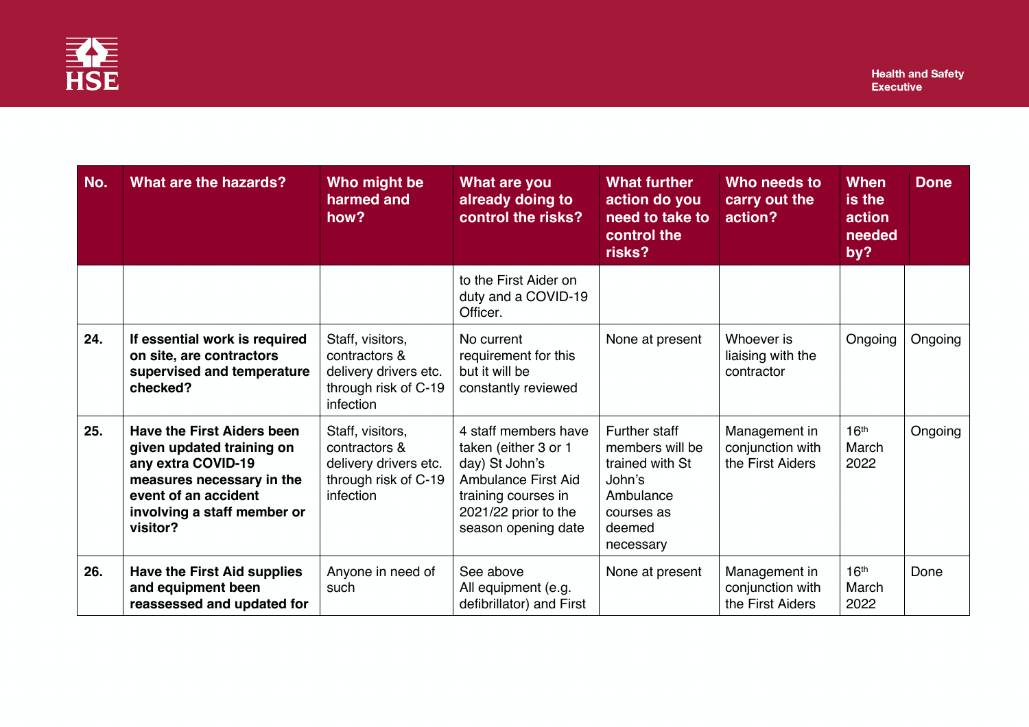| No. | What are the hazards? | Who might be harmed and how? | What are you already doing to control the risks? | What further action do you need to take to control the risks? | Who needs to carry out the action? | When is the action needed by? | Done |
|---|---|---|---|---|---|---|---|
| | | | to the First Aider on duty and a COVID-19 Officer. | | | | |
| 24. | **If essential work is required on site, are contractors supervised and temperature checked?** | Staff, visitors, contractors & delivery drivers etc. through risk of C-19 infection | No current requirement for this but it will be constantly reviewed | None at present | Whoever is liaising with the contractor | Ongoing | Ongoing |
| 25. | **Have the First Aiders been given updated training on any extra COVID-19 measures necessary in the event of an accident involving a staff member or visitor?** | Staff, visitors, contractors & delivery drivers etc. through risk of C-19 infection | 4 staff members have taken (either 3 or 1 day) St John's Ambulance First Aid training courses in 2021/22 prior to the season opening date | Further staff members will be trained with St John's Ambulance courses as deemed necessary | Management in conjunction with the First Aiders | 16th March 2022 | Ongoing |
| 26. | **Have the First Aid supplies and equipment been reassessed and updated for** | Anyone in need of such | See above<br>All equipment (e.g. defibrillator) and First | None at present | Management in conjunction with the First Aiders | 16th March 2022 | Done |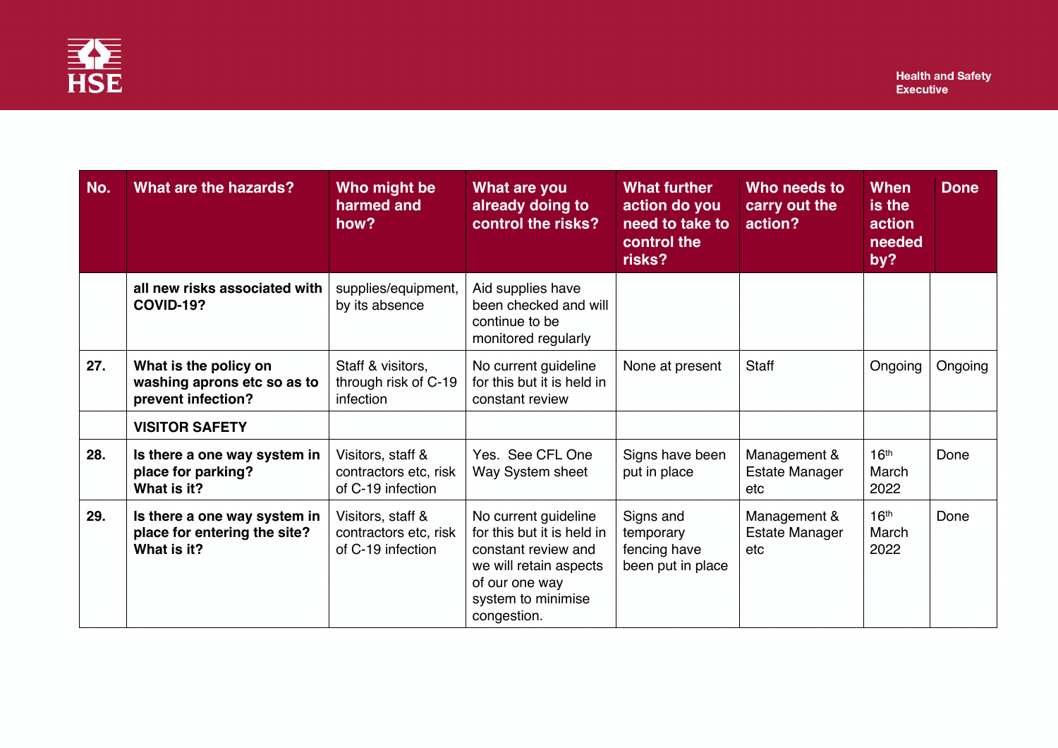| No. | What are the hazards? | Who might be harmed and how? | What are you already doing to control the risks? | What further action do you need to take to control the risks? | Who needs to carry out the action? | When is the action needed by? | Done |
|---|---|---|---|---|---|---|---|
| | **all new risks associated with COVID-19?** | supplies/equipment, by its absence | Aid supplies have been checked and will continue to be monitored regularly | | | | |
| 27. | **What is the policy on washing aprons etc so as to prevent infection?** | Staff & visitors, through risk of C-19 infection | No current guideline for this but it is held in constant review | None at present | Staff | Ongoing | Ongoing |
| | **VISITOR SAFETY** | | | | | | |
| 28. | **Is there a one way system in place for parking? What is it?** | Visitors, staff & contractors etc, risk of C-19 infection | Yes. See CFL One Way System sheet | Signs have been put in place | Management & Estate Manager etc | 16th March 2022 | Done |
| 29. | **Is there a one way system in place for entering the site? What is it?** | Visitors, staff & contractors etc, risk of C-19 infection | No current guideline for this but it is held in constant review and we will retain aspects of our one way system to minimise congestion. | Signs and temporary fencing have been put in place | Management & Estate Manager etc | 16th March 2022 | Done |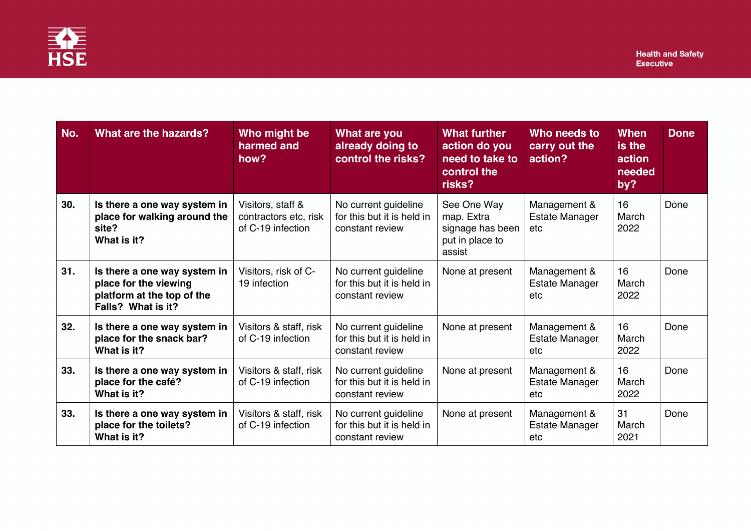| No. | What are the hazards? | Who might be harmed and how? | What are you already doing to control the risks? | What further action do you need to take to control the risks? | Who needs to carry out the action? | When is the action needed by? | Done |
|---|---|---|---|---|---|---|---|
| 30. | **Is there a one way system in place for walking around the site? What is it?** | Visitors, staff & contractors etc, risk of C-19 infection | No current guideline for this but it is held in constant review | See One Way map. Extra signage has been put in place to assist | Management & Estate Manager etc | 16 March 2022 | Done |
| 31. | **Is there a one way system in place for the viewing platform at the top of the Falls? What is it?** | Visitors, risk of C-19 infection | No current guideline for this but it is held in constant review | None at present | Management & Estate Manager etc | 16 March 2022 | Done |
| 32. | **Is there a one way system in place for the snack bar? What is it?** | Visitors & staff, risk of C-19 infection | No current guideline for this but it is held in constant review | None at present | Management & Estate Manager etc | 16 March 2022 | Done |
| 33. | **Is there a one way system in place for the café? What is it?** | Visitors & staff, risk of C-19 infection | No current guideline for this but it is held in constant review | None at present | Management & Estate Manager etc | 16 March 2022 | Done |
| 33. | **Is there a one way system in place for the toilets? What is it?** | Visitors & staff, risk of C-19 infection | No current guideline for this but it is held in constant review | None at present | Management & Estate Manager etc | 31 March 2021 | Done |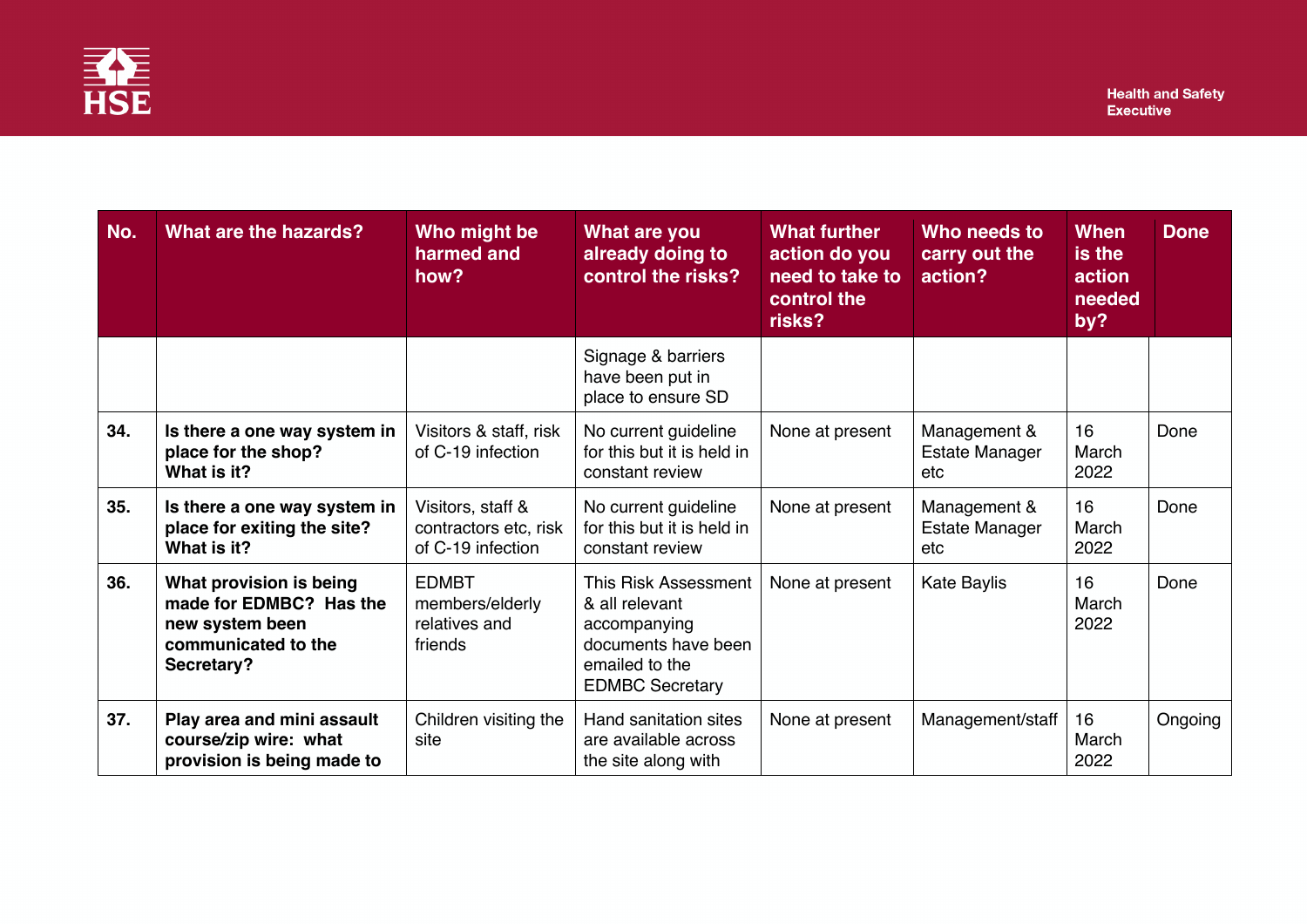| No. | What are the hazards? | Who might be harmed and how? | What are you already doing to control the risks? | What further action do you need to take to control the risks? | Who needs to carry out the action? | When is the action needed by? | Done |
|---|---|---|---|---|---|---|---|
| | | | Signage & barriers have been put in place to ensure SD | | | | |
| 34. | **Is there a one way system in place for the shop? What is it?** | Visitors & staff, risk of C-19 infection | No current guideline for this but it is held in constant review | None at present | Management & Estate Manager etc | 16 March 2022 | Done |
| 35. | **Is there a one way system in place for exiting the site? What is it?** | Visitors, staff & contractors etc, risk of C-19 infection | No current guideline for this but it is held in constant review | None at present | Management & Estate Manager etc | 16 March 2022 | Done |
| 36. | **What provision is being made for EDMBC? Has the new system been communicated to the Secretary?** | EDMBT members/elderly relatives and friends | This Risk Assessment & all relevant accompanying documents have been emailed to the EDMBC Secretary | None at present | Kate Baylis | 16 March 2022 | Done |
| 37. | **Play area and mini assault course/zip wire: what provision is being made to** | Children visiting the site | Hand sanitation sites are available across the site along with | None at present | Management/staff | 16 March 2022 | Ongoing |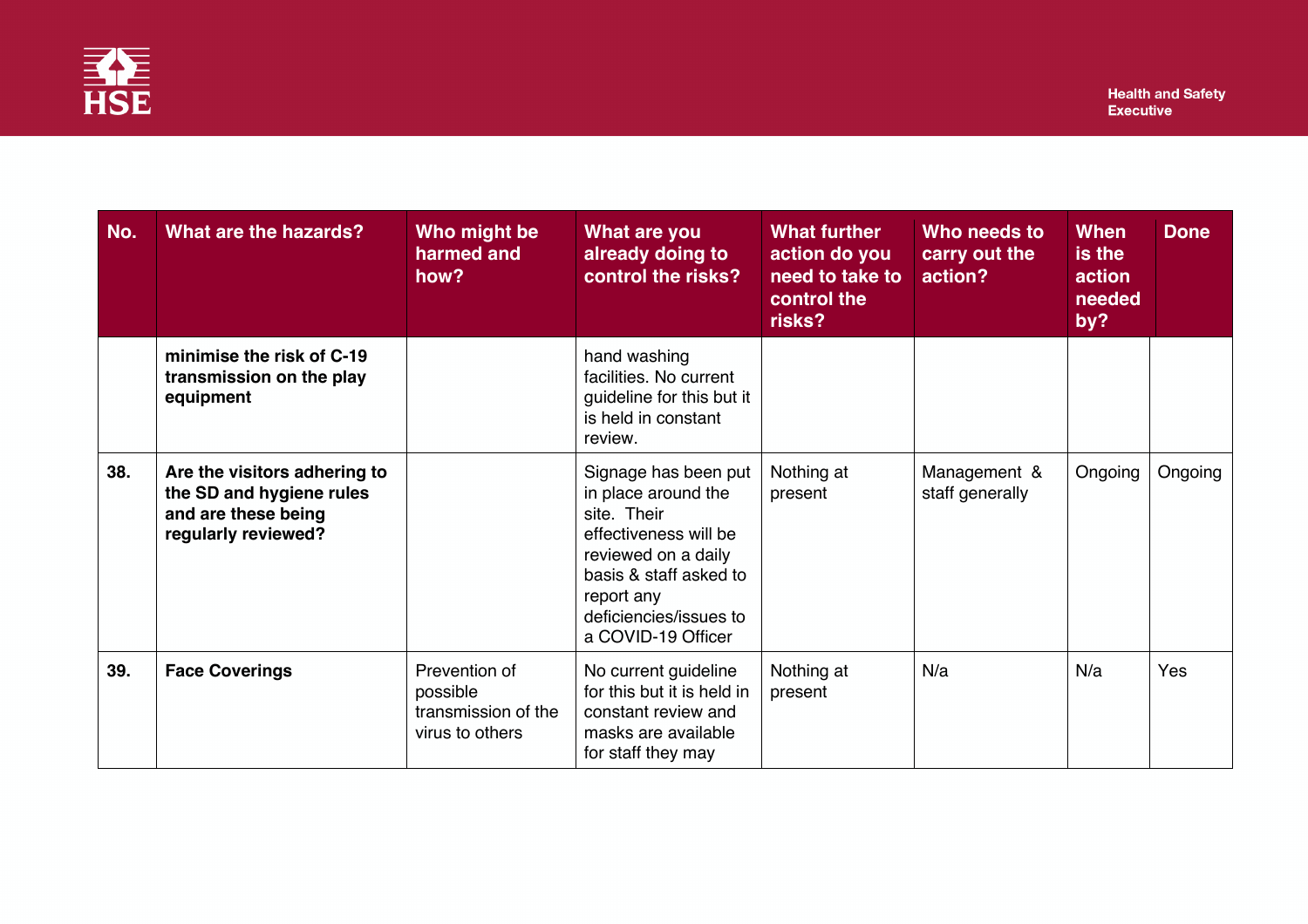| No. | What are the hazards? | Who might be harmed and how? | What are you already doing to control the risks? | What further action do you need to take to control the risks? | Who needs to carry out the action? | When is the action needed by? | Done |
|---|---|---|---|---|---|---|---|
| | **minimise the risk of C-19 transmission on the play equipment** | | hand washing facilities. No current guideline for this but it is held in constant review. | | | | |
| **38.** | **Are the visitors adhering to the SD and hygiene rules and are these being regularly reviewed?** | | Signage has been put in place around the site. Their effectiveness will be reviewed on a daily basis & staff asked to report any deficiencies/issues to a COVID-19 Officer | Nothing at present | Management & staff generally | Ongoing | Ongoing |
| **39.** | **Face Coverings** | Prevention of possible transmission of the virus to others | No current guideline for this but it is held in constant review and masks are available for staff they may | Nothing at present | N/a | N/a | Yes |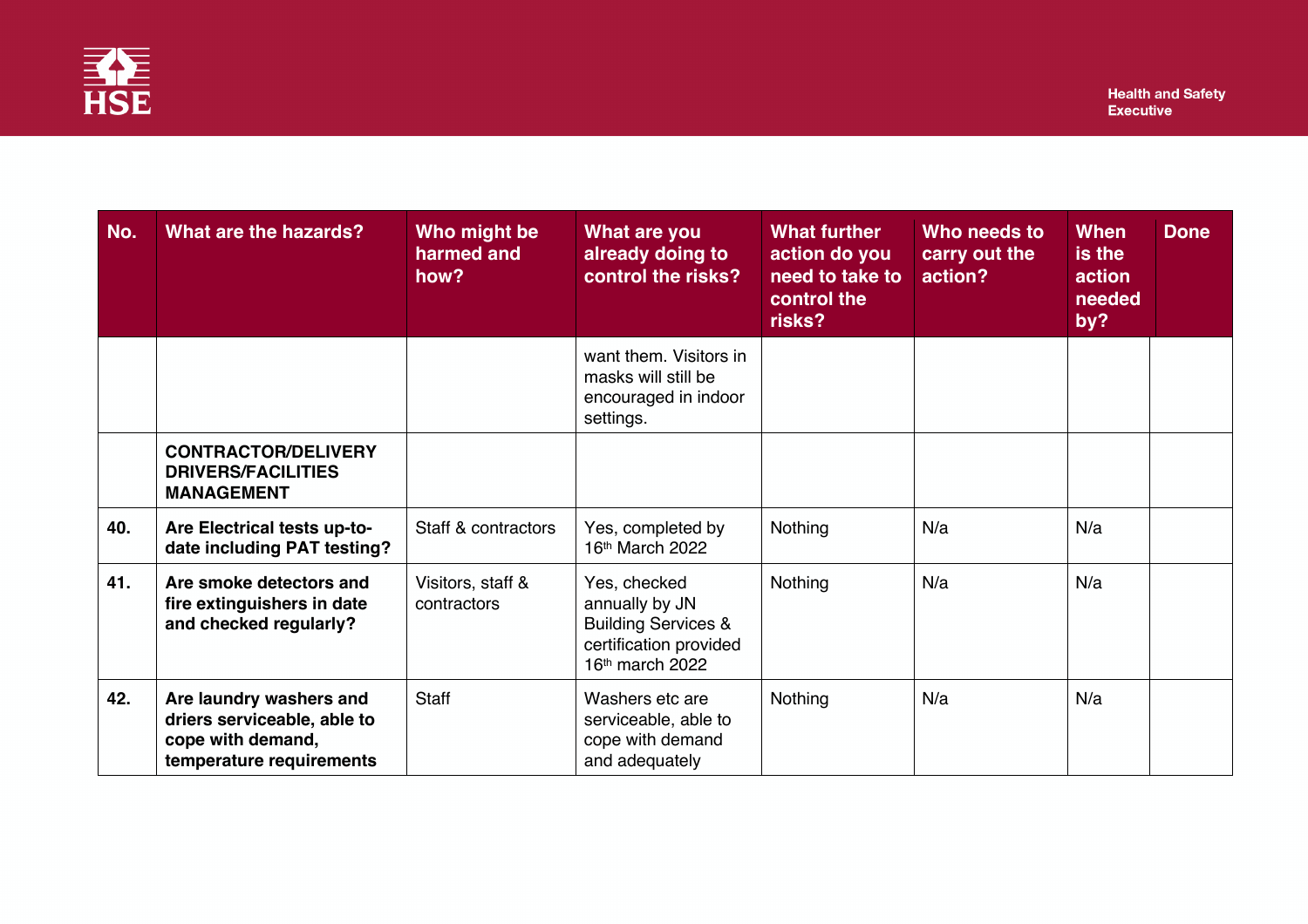| No. | What are the hazards? | Who might be harmed and how? | What are you already doing to control the risks? | What further action do you need to take to control the risks? | Who needs to carry out the action? | When is the action needed by? | Done |
|---|---|---|---|---|---|---|---|
| | | | want them. Visitors in masks will still be encouraged in indoor settings. | | | | |
| | **CONTRACTOR/DELIVERY DRIVERS/FACILITIES MANAGEMENT** | | | | | | |
| 40. | **Are Electrical tests up-to-date including PAT testing?** | Staff & contractors | Yes, completed by 16th March 2022 | Nothing | N/a | N/a | |
| 41. | **Are smoke detectors and fire extinguishers in date and checked regularly?** | Visitors, staff & contractors | Yes, checked annually by JN Building Services & certification provided 16th march 2022 | Nothing | N/a | N/a | |
| 42. | **Are laundry washers and driers serviceable, able to cope with demand, temperature requirements** | Staff | Washers etc are serviceable, able to cope with demand and adequately | Nothing | N/a | N/a | |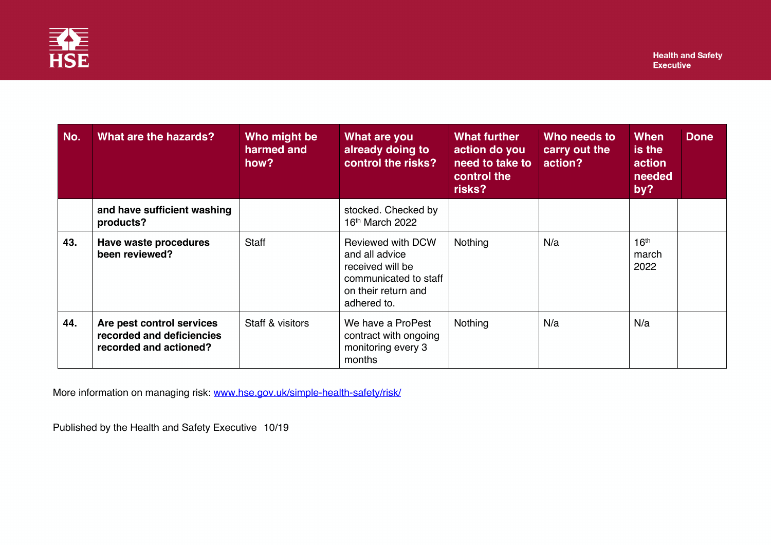| No. | What are the hazards? | Who might be harmed and how? | What are you already doing to control the risks? | What further action do you need to take to control the risks? | Who needs to carry out the action? | When is the action needed by? | Done |
|---|---|---|---|---|---|---|---|
| | **and have sufficient washing products?** | | stocked. Checked by 16th March 2022 | | | | |
| **43.** | **Have waste procedures been reviewed?** | Staff | Reviewed with DCW and all advice received will be communicated to staff on their return and adhered to. | Nothing | N/a | 16th march 2022 | |
| **44.** | **Are pest control services recorded and deficiencies recorded and actioned?** | Staff & visitors | We have a ProPest contract with ongoing monitoring every 3 months | Nothing | N/a | N/a | |

More information on managing risk: [www.hse.gov.uk/simple-health-safety/risk/](http://www.hse.gov.uk/simple-health-safety/risk/)

Published by the Health and Safety Executive 10/19